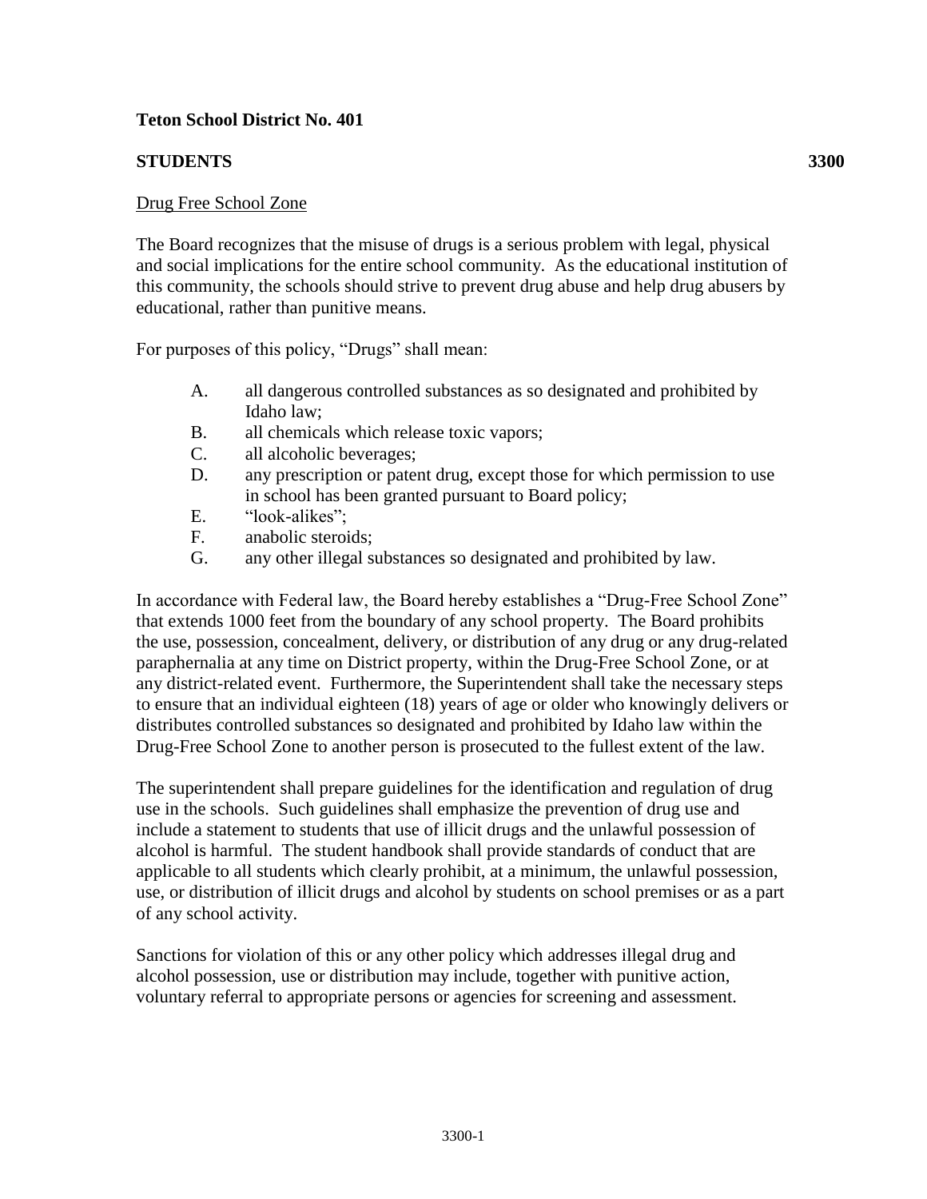**Teton School District No. 401**

**STUDENTS** **3300**

Drug Free School Zone

The Board recognizes that the misuse of drugs is a serious problem with legal, physical and social implications for the entire school community. As the educational institution of this community, the schools should strive to prevent drug abuse and help drug abusers by educational, rather than punitive means.

For purposes of this policy, "Drugs" shall mean:

A. all dangerous controlled substances as so designated and prohibited by Idaho law;
B. all chemicals which release toxic vapors;
C. all alcoholic beverages;
D. any prescription or patent drug, except those for which permission to use in school has been granted pursuant to Board policy;
E. "look-alikes";
F. anabolic steroids;
G. any other illegal substances so designated and prohibited by law.

In accordance with Federal law, the Board hereby establishes a "Drug-Free School Zone" that extends 1000 feet from the boundary of any school property. The Board prohibits the use, possession, concealment, delivery, or distribution of any drug or any drug-related paraphernalia at any time on District property, within the Drug-Free School Zone, or at any district-related event. Furthermore, the Superintendent shall take the necessary steps to ensure that an individual eighteen (18) years of age or older who knowingly delivers or distributes controlled substances so designated and prohibited by Idaho law within the Drug-Free School Zone to another person is prosecuted to the fullest extent of the law.

The superintendent shall prepare guidelines for the identification and regulation of drug use in the schools. Such guidelines shall emphasize the prevention of drug use and include a statement to students that use of illicit drugs and the unlawful possession of alcohol is harmful. The student handbook shall provide standards of conduct that are applicable to all students which clearly prohibit, at a minimum, the unlawful possession, use, or distribution of illicit drugs and alcohol by students on school premises or as a part of any school activity.

Sanctions for violation of this or any other policy which addresses illegal drug and alcohol possession, use or distribution may include, together with punitive action, voluntary referral to appropriate persons or agencies for screening and assessment.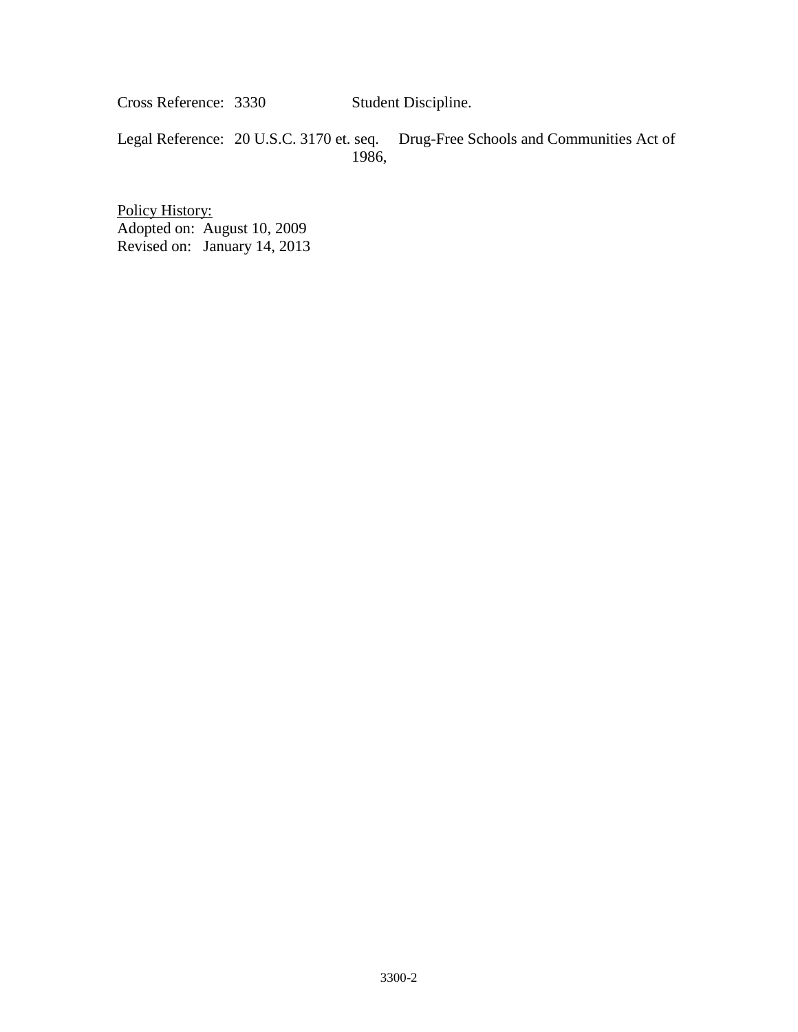Cross Reference: 3330 Student Discipline.

Legal Reference: 20 U.S.C. 3170 et. seq. Drug-Free Schools and Communities Act of 1986,

Policy History:
Adopted on: August 10, 2009
Revised on: January 14, 2013